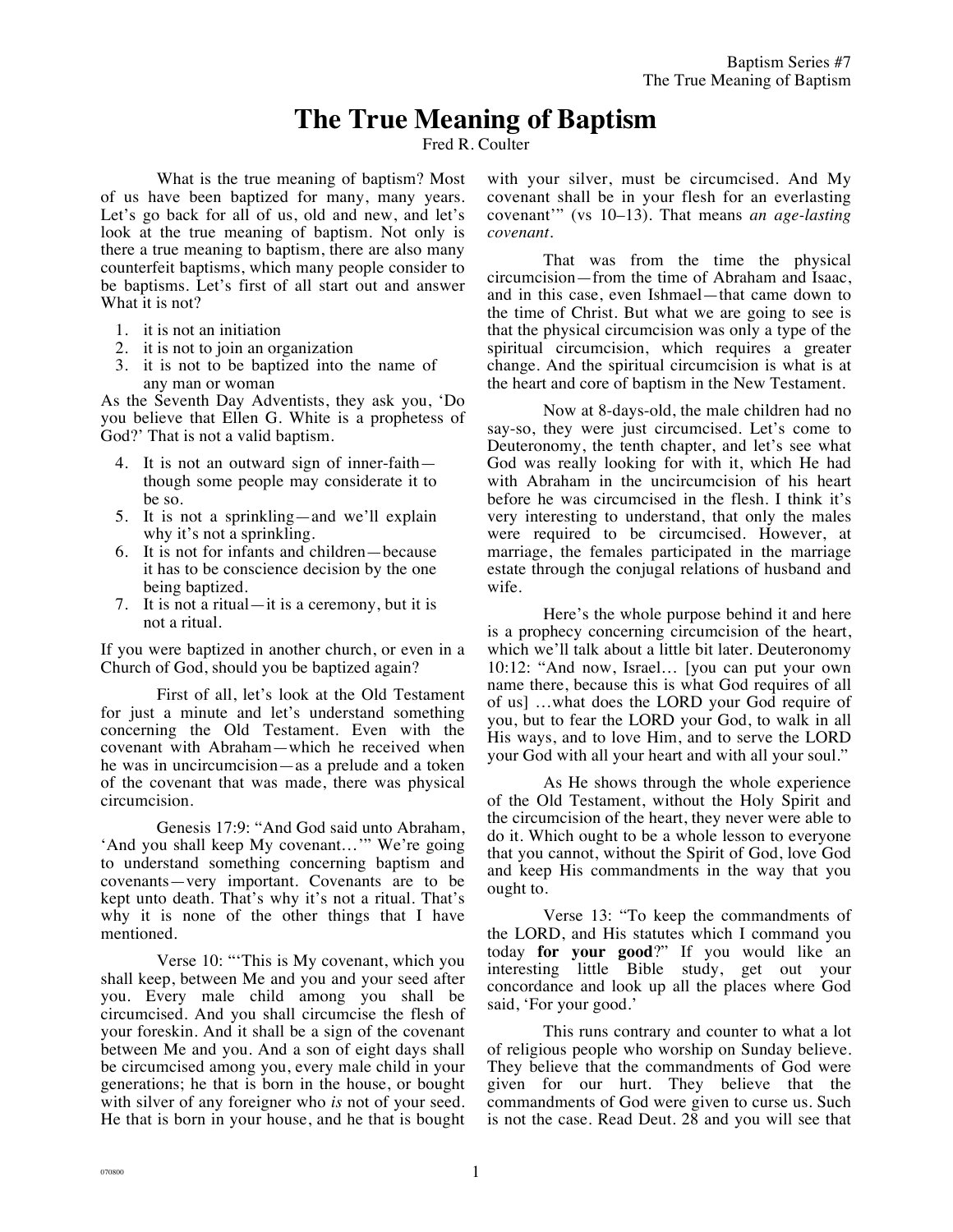# The True Meaning of Baptism

Fred R. Coulter

What is the true meaning of baptism? Most of us have been baptized for many, many years. Let's go back for all of us, old and new, and let's look at the true meaning of baptism. Not only is there a true meaning to baptism, there are also many counterfeit baptisms, which many people consider to be baptisms. Let's first of all start out and answer What it is not?

1. it is not an initiation
2. it is not to join an organization
3. it is not to be baptized into the name of any man or woman

As the Seventh Day Adventists, they ask you, 'Do you believe that Ellen G. White is a prophetess of God?' That is not a valid baptism.

4. It is not an outward sign of inner-faith—though some people may considerate it to be so.
5. It is not a sprinkling—and we'll explain why it's not a sprinkling.
6. It is not for infants and children—because it has to be conscience decision by the one being baptized.
7. It is not a ritual—it is a ceremony, but it is not a ritual.

If you were baptized in another church, or even in a Church of God, should you be baptized again?

First of all, let's look at the Old Testament for just a minute and let's understand something concerning the Old Testament. Even with the covenant with Abraham—which he received when he was in uncircumcision—as a prelude and a token of the covenant that was made, there was physical circumcision.

Genesis 17:9: "And God said unto Abraham, 'And you shall keep My covenant…'" We're going to understand something concerning baptism and covenants—very important. Covenants are to be kept unto death. That's why it's not a ritual. That's why it is none of the other things that I have mentioned.

Verse 10: "'This is My covenant, which you shall keep, between Me and you and your seed after you. Every male child among you shall be circumcised. And you shall circumcise the flesh of your foreskin. And it shall be a sign of the covenant between Me and you. And a son of eight days shall be circumcised among you, every male child in your generations; he that is born in the house, or bought with silver of any foreigner who *is* not of your seed. He that is born in your house, and he that is bought with your silver, must be circumcised. And My covenant shall be in your flesh for an everlasting covenant'" (vs 10–13). That means *an age-lasting covenant*.

That was from the time the physical circumcision—from the time of Abraham and Isaac, and in this case, even Ishmael—that came down to the time of Christ. But what we are going to see is that the physical circumcision was only a type of the spiritual circumcision, which requires a greater change. And the spiritual circumcision is what is at the heart and core of baptism in the New Testament.

Now at 8-days-old, the male children had no say-so, they were just circumcised. Let's come to Deuteronomy, the tenth chapter, and let's see what God was really looking for with it, which He had with Abraham in the uncircumcision of his heart before he was circumcised in the flesh. I think it's very interesting to understand, that only the males were required to be circumcised. However, at marriage, the females participated in the marriage estate through the conjugal relations of husband and wife.

Here's the whole purpose behind it and here is a prophecy concerning circumcision of the heart, which we'll talk about a little bit later. Deuteronomy 10:12: "And now, Israel… [you can put your own name there, because this is what God requires of all of us] …what does the LORD your God require of you, but to fear the LORD your God, to walk in all His ways, and to love Him, and to serve the LORD your God with all your heart and with all your soul."

As He shows through the whole experience of the Old Testament, without the Holy Spirit and the circumcision of the heart, they never were able to do it. Which ought to be a whole lesson to everyone that you cannot, without the Spirit of God, love God and keep His commandments in the way that you ought to.

Verse 13: "To keep the commandments of the LORD, and His statutes which I command you today **for your good**?" If you would like an interesting little Bible study, get out your concordance and look up all the places where God said, 'For your good.'

This runs contrary and counter to what a lot of religious people who worship on Sunday believe. They believe that the commandments of God were given for our hurt. They believe that the commandments of God were given to curse us. Such is not the case. Read Deut. 28 and you will see that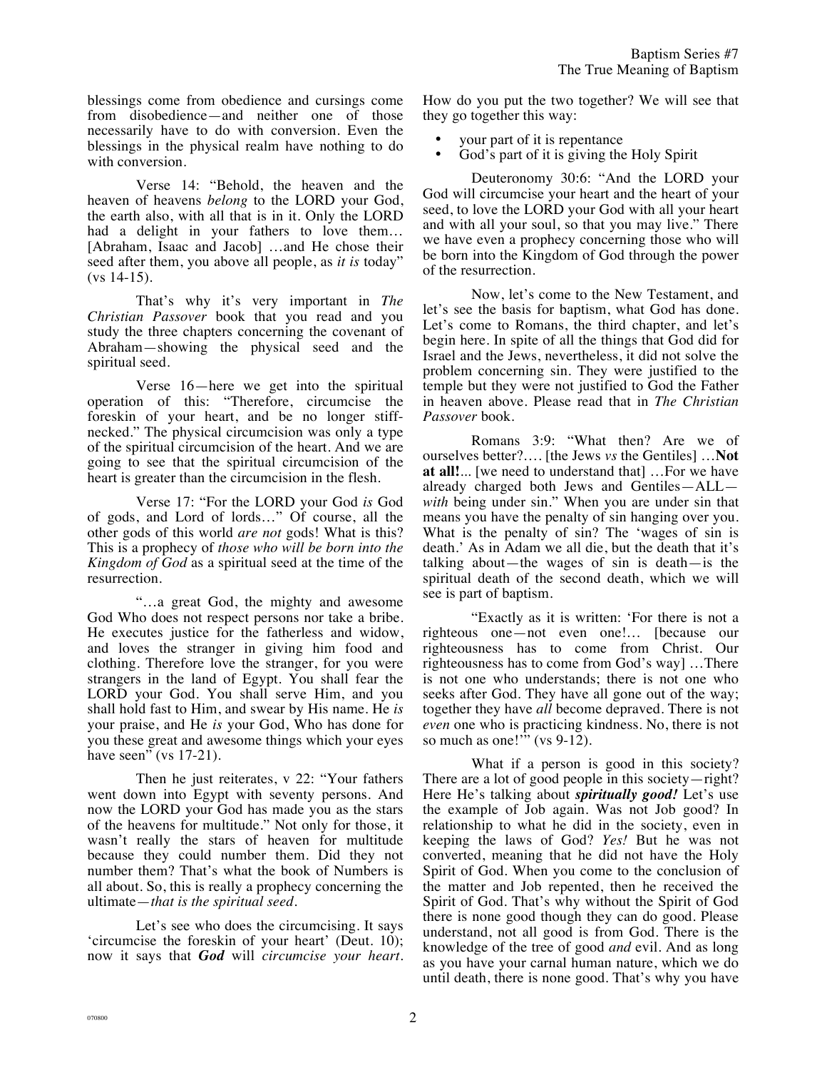blessings come from obedience and cursings come from disobedience—and neither one of those necessarily have to do with conversion. Even the blessings in the physical realm have nothing to do with conversion.

Verse 14: "Behold, the heaven and the heaven of heavens *belong* to the LORD your God, the earth also, with all that is in it. Only the LORD had a delight in your fathers to love them… [Abraham, Isaac and Jacob] …and He chose their seed after them, you above all people, as *it is* today" (vs 14-15).

That's why it's very important in *The Christian Passover* book that you read and you study the three chapters concerning the covenant of Abraham—showing the physical seed and the spiritual seed.

Verse 16—here we get into the spiritual operation of this: "Therefore, circumcise the foreskin of your heart, and be no longer stiff-necked." The physical circumcision was only a type of the spiritual circumcision of the heart. And we are going to see that the spiritual circumcision of the heart is greater than the circumcision in the flesh.

Verse 17: "For the LORD your God *is* God of gods, and Lord of lords…" Of course, all the other gods of this world *are not* gods! What is this? This is a prophecy of *those who will be born into the Kingdom of God* as a spiritual seed at the time of the resurrection.

"…a great God, the mighty and awesome God Who does not respect persons nor take a bribe. He executes justice for the fatherless and widow, and loves the stranger in giving him food and clothing. Therefore love the stranger, for you were strangers in the land of Egypt. You shall fear the LORD your God. You shall serve Him, and you shall hold fast to Him, and swear by His name. He *is* your praise, and He *is* your God, Who has done for you these great and awesome things which your eyes have seen" (vs 17-21).

Then he just reiterates, v 22: "Your fathers went down into Egypt with seventy persons. And now the LORD your God has made you as the stars of the heavens for multitude." Not only for those, it wasn't really the stars of heaven for multitude because they could number them. Did they not number them? That's what the book of Numbers is all about. So, this is really a prophecy concerning the ultimate—*that is the spiritual seed*.

Let's see who does the circumcising. It says 'circumcise the foreskin of your heart' (Deut. 10); now it says that ***God*** will *circumcise your heart*. How do you put the two together? We will see that they go together this way:

- your part of it is repentance
- God's part of it is giving the Holy Spirit

Deuteronomy 30:6: "And the LORD your God will circumcise your heart and the heart of your seed, to love the LORD your God with all your heart and with all your soul, so that you may live." There we have even a prophecy concerning those who will be born into the Kingdom of God through the power of the resurrection.

Now, let's come to the New Testament, and let's see the basis for baptism, what God has done. Let's come to Romans, the third chapter, and let's begin here. In spite of all the things that God did for Israel and the Jews, nevertheless, it did not solve the problem concerning sin. They were justified to the temple but they were not justified to God the Father in heaven above. Please read that in *The Christian Passover* book.

Romans 3:9: "What then? Are we of ourselves better?…. [the Jews *vs* the Gentiles] …**Not at all!**... [we need to understand that] …For we have already charged both Jews and Gentiles—ALL—*with* being under sin." When you are under sin that means you have the penalty of sin hanging over you. What is the penalty of sin? The 'wages of sin is death.' As in Adam we all die, but the death that it's talking about—the wages of sin is death—is the spiritual death of the second death, which we will see is part of baptism.

"Exactly as it is written: 'For there is not a righteous one—not even one!… [because our righteousness has to come from Christ. Our righteousness has to come from God's way] …There is not one who understands; there is not one who seeks after God. They have all gone out of the way; together they have *all* become depraved. There is not *even* one who is practicing kindness. No, there is not so much as one!'" (vs 9-12).

What if a person is good in this society? There are a lot of good people in this society—right? Here He's talking about ***spiritually good!*** Let's use the example of Job again. Was not Job good? In relationship to what he did in the society, even in keeping the laws of God? *Yes!* But he was not converted, meaning that he did not have the Holy Spirit of God. When you come to the conclusion of the matter and Job repented, then he received the Spirit of God. That's why without the Spirit of God there is none good though they can do good. Please understand, not all good is from God. There is the knowledge of the tree of good *and* evil. And as long as you have your carnal human nature, which we do until death, there is none good. That's why you have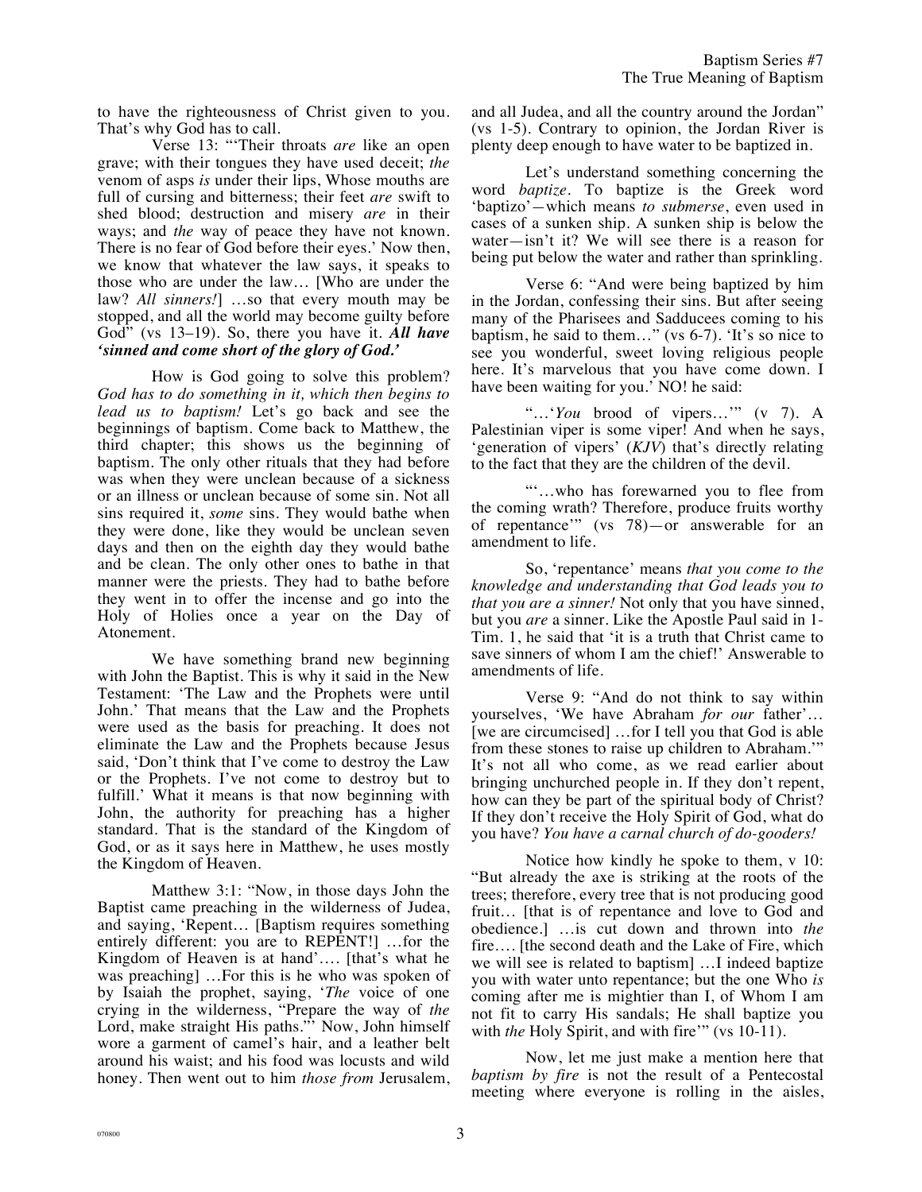to have the righteousness of Christ given to you. That's why God has to call.

Verse 13: "'Their throats *are* like an open grave; with their tongues they have used deceit; *the* venom of asps *is* under their lips, Whose mouths are full of cursing and bitterness; their feet *are* swift to shed blood; destruction and misery *are* in their ways; and *the* way of peace they have not known. There is no fear of God before their eyes.' Now then, we know that whatever the law says, it speaks to those who are under the law… [Who are under the law? *All sinners!*] …so that every mouth may be stopped, and all the world may become guilty before God" (vs 13–19). So, there you have it. ***All have 'sinned and come short of the glory of God.'***

How is God going to solve this problem? *God has to do something in it, which then begins to lead us to baptism!* Let's go back and see the beginnings of baptism. Come back to Matthew, the third chapter; this shows us the beginning of baptism. The only other rituals that they had before was when they were unclean because of a sickness or an illness or unclean because of some sin. Not all sins required it, *some* sins. They would bathe when they were done, like they would be unclean seven days and then on the eighth day they would bathe and be clean. The only other ones to bathe in that manner were the priests. They had to bathe before they went in to offer the incense and go into the Holy of Holies once a year on the Day of Atonement.

We have something brand new beginning with John the Baptist. This is why it said in the New Testament: 'The Law and the Prophets were until John.' That means that the Law and the Prophets were used as the basis for preaching. It does not eliminate the Law and the Prophets because Jesus said, 'Don't think that I've come to destroy the Law or the Prophets. I've not come to destroy but to fulfill.' What it means is that now beginning with John, the authority for preaching has a higher standard. That is the standard of the Kingdom of God, or as it says here in Matthew, he uses mostly the Kingdom of Heaven.

Matthew 3:1: "Now, in those days John the Baptist came preaching in the wilderness of Judea, and saying, 'Repent… [Baptism requires something entirely different: you are to REPENT!] …for the Kingdom of Heaven is at hand'…. [that's what he was preaching] …For this is he who was spoken of by Isaiah the prophet, saying, '*The* voice of one crying in the wilderness, "Prepare the way of *the* Lord, make straight His paths."' Now, John himself wore a garment of camel's hair, and a leather belt around his waist; and his food was locusts and wild honey. Then went out to him *those from* Jerusalem, and all Judea, and all the country around the Jordan" (vs 1-5). Contrary to opinion, the Jordan River is plenty deep enough to have water to be baptized in.

Let's understand something concerning the word *baptize*. To baptize is the Greek word 'baptizo'—which means *to submerse*, even used in cases of a sunken ship. A sunken ship is below the water—isn't it? We will see there is a reason for being put below the water and rather than sprinkling.

Verse 6: "And were being baptized by him in the Jordan, confessing their sins. But after seeing many of the Pharisees and Sadducees coming to his baptism, he said to them…" (vs 6-7). 'It's so nice to see you wonderful, sweet loving religious people here. It's marvelous that you have come down. I have been waiting for you.' NO! he said:

"…'*You* brood of vipers…'" (v 7). A Palestinian viper is some viper! And when he says, 'generation of vipers' (*KJV*) that's directly relating to the fact that they are the children of the devil.

"'…who has forewarned you to flee from the coming wrath? Therefore, produce fruits worthy of repentance'" (vs 78)—or answerable for an amendment to life.

So, 'repentance' means *that you come to the knowledge and understanding that God leads you to that you are a sinner!* Not only that you have sinned, but you *are* a sinner. Like the Apostle Paul said in 1-Tim. 1, he said that 'it is a truth that Christ came to save sinners of whom I am the chief!' Answerable to amendments of life.

Verse 9: "And do not think to say within yourselves, 'We have Abraham *for our* father'… [we are circumcised] …for I tell you that God is able from these stones to raise up children to Abraham.'" It's not all who come, as we read earlier about bringing unchurched people in. If they don't repent, how can they be part of the spiritual body of Christ? If they don't receive the Holy Spirit of God, what do you have? *You have a carnal church of do-gooders!*

Notice how kindly he spoke to them, v 10: "But already the axe is striking at the roots of the trees; therefore, every tree that is not producing good fruit… [that is of repentance and love to God and obedience.] …is cut down and thrown into *the* fire…. [the second death and the Lake of Fire, which we will see is related to baptism] …I indeed baptize you with water unto repentance; but the one Who *is* coming after me is mightier than I, of Whom I am not fit to carry His sandals; He shall baptize you with *the* Holy Spirit, and with fire'" (vs 10-11).

Now, let me just make a mention here that *baptism by fire* is not the result of a Pentecostal meeting where everyone is rolling in the aisles,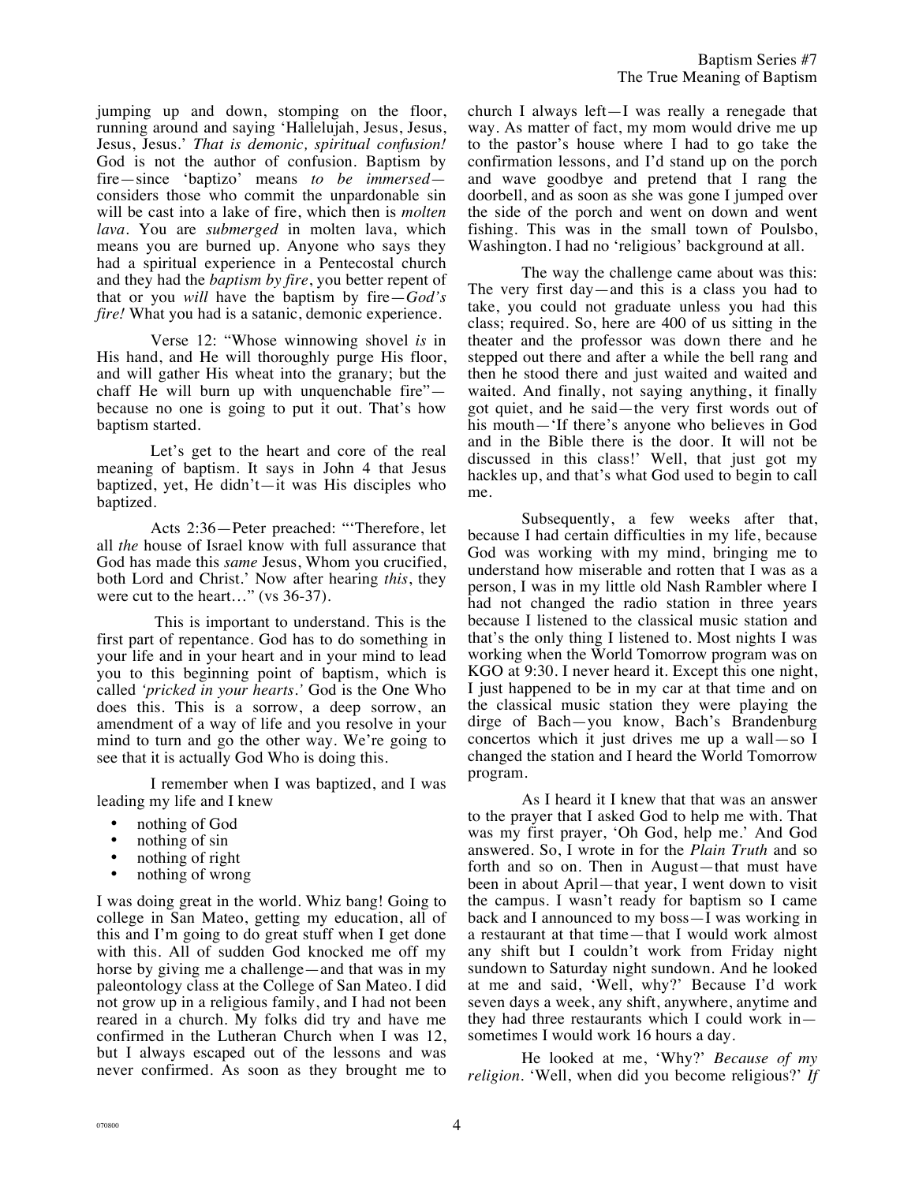jumping up and down, stomping on the floor, running around and saying 'Hallelujah, Jesus, Jesus, Jesus, Jesus.' *That is demonic, spiritual confusion!* God is not the author of confusion. Baptism by fire—since 'baptizo' means *to be immersed*—considers those who commit the unpardonable sin will be cast into a lake of fire, which then is *molten lava*. You are *submerged* in molten lava, which means you are burned up. Anyone who says they had a spiritual experience in a Pentecostal church and they had the *baptism by fire*, you better repent of that or you *will* have the baptism by fire—*God's fire!* What you had is a satanic, demonic experience.

Verse 12: "Whose winnowing shovel *is* in His hand, and He will thoroughly purge His floor, and will gather His wheat into the granary; but the chaff He will burn up with unquenchable fire"—because no one is going to put it out. That's how baptism started.

Let's get to the heart and core of the real meaning of baptism. It says in John 4 that Jesus baptized, yet, He didn't—it was His disciples who baptized.

Acts 2:36—Peter preached: "'Therefore, let all *the* house of Israel know with full assurance that God has made this *same* Jesus, Whom you crucified, both Lord and Christ.' Now after hearing *this*, they were cut to the heart…" (vs 36-37).

This is important to understand. This is the first part of repentance. God has to do something in your life and in your heart and in your mind to lead you to this beginning point of baptism, which is called *'pricked in your hearts.'* God is the One Who does this. This is a sorrow, a deep sorrow, an amendment of a way of life and you resolve in your mind to turn and go the other way. We're going to see that it is actually God Who is doing this.

I remember when I was baptized, and I was leading my life and I knew

- nothing of God
- nothing of sin
- nothing of right
- nothing of wrong

I was doing great in the world. Whiz bang! Going to college in San Mateo, getting my education, all of this and I'm going to do great stuff when I get done with this. All of sudden God knocked me off my horse by giving me a challenge—and that was in my paleontology class at the College of San Mateo. I did not grow up in a religious family, and I had not been reared in a church. My folks did try and have me confirmed in the Lutheran Church when I was 12, but I always escaped out of the lessons and was never confirmed. As soon as they brought me to church I always left—I was really a renegade that way. As matter of fact, my mom would drive me up to the pastor's house where I had to go take the confirmation lessons, and I'd stand up on the porch and wave goodbye and pretend that I rang the doorbell, and as soon as she was gone I jumped over the side of the porch and went on down and went fishing. This was in the small town of Poulsbo, Washington. I had no 'religious' background at all.

The way the challenge came about was this: The very first day—and this is a class you had to take, you could not graduate unless you had this class; required. So, here are 400 of us sitting in the theater and the professor was down there and he stepped out there and after a while the bell rang and then he stood there and just waited and waited and waited. And finally, not saying anything, it finally got quiet, and he said—the very first words out of his mouth—'If there's anyone who believes in God and in the Bible there is the door. It will not be discussed in this class!' Well, that just got my hackles up, and that's what God used to begin to call me.

Subsequently, a few weeks after that, because I had certain difficulties in my life, because God was working with my mind, bringing me to understand how miserable and rotten that I was as a person, I was in my little old Nash Rambler where I had not changed the radio station in three years because I listened to the classical music station and that's the only thing I listened to. Most nights I was working when the World Tomorrow program was on KGO at 9:30. I never heard it. Except this one night, I just happened to be in my car at that time and on the classical music station they were playing the dirge of Bach—you know, Bach's Brandenburg concertos which it just drives me up a wall—so I changed the station and I heard the World Tomorrow program.

As I heard it I knew that that was an answer to the prayer that I asked God to help me with. That was my first prayer, 'Oh God, help me.' And God answered. So, I wrote in for the *Plain Truth* and so forth and so on. Then in August—that must have been in about April—that year, I went down to visit the campus. I wasn't ready for baptism so I came back and I announced to my boss—I was working in a restaurant at that time—that I would work almost any shift but I couldn't work from Friday night sundown to Saturday night sundown. And he looked at me and said, 'Well, why?' Because I'd work seven days a week, any shift, anywhere, anytime and they had three restaurants which I could work in—sometimes I would work 16 hours a day.

He looked at me, 'Why?' *Because of my religion*. 'Well, when did you become religious?' *If*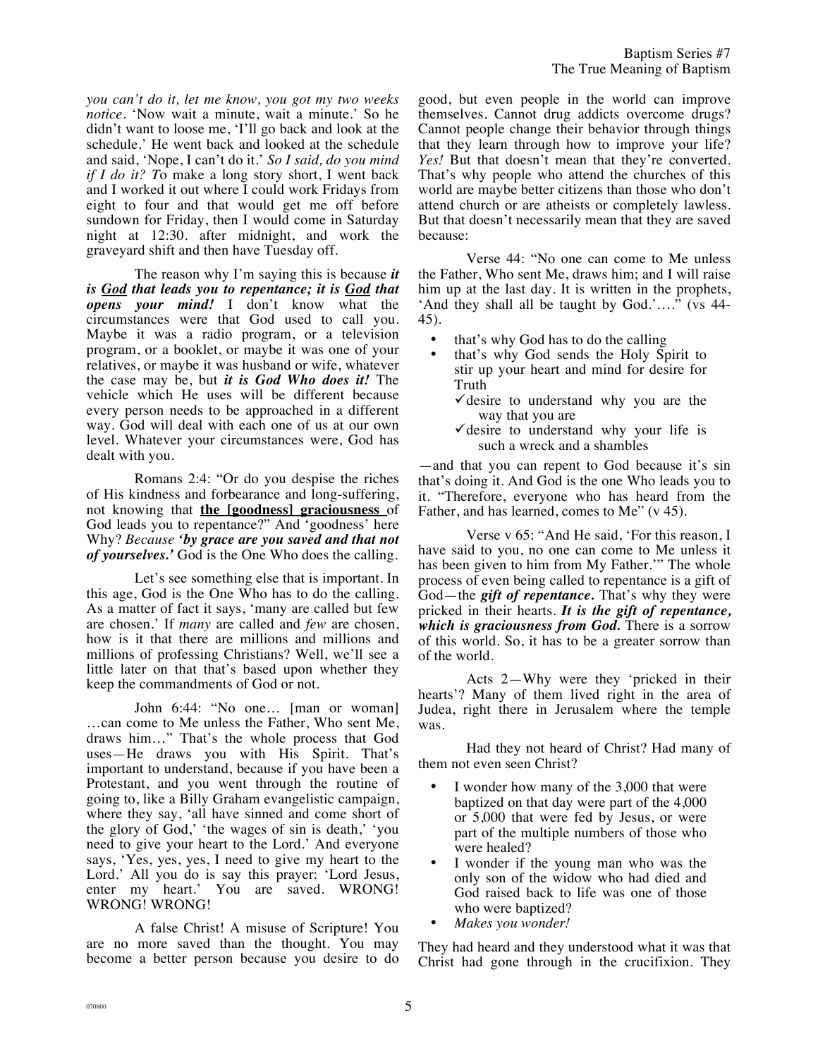*you can't do it, let me know, you got my two weeks notice.* 'Now wait a minute, wait a minute.' So he didn't want to loose me, 'I'll go back and look at the schedule.' He went back and looked at the schedule and said, 'Nope, I can't do it.' *So I said, do you mind if I do it? T*o make a long story short, I went back and I worked it out where I could work Fridays from eight to four and that would get me off before sundown for Friday, then I would come in Saturday night at 12:30. after midnight, and work the graveyard shift and then have Tuesday off.

The reason why I'm saying this is because ***it is God that leads you to repentance; it is God that opens your mind!*** I don't know what the circumstances were that God used to call you. Maybe it was a radio program, or a television program, or a booklet, or maybe it was one of your relatives, or maybe it was husband or wife, whatever the case may be, but ***it is God Who does it!*** The vehicle which He uses will be different because every person needs to be approached in a different way. God will deal with each one of us at our own level. Whatever your circumstances were, God has dealt with you.

Romans 2:4: "Or do you despise the riches of His kindness and forbearance and long-suffering, not knowing that **the [goodness] graciousness** of God leads you to repentance?" And 'goodness' here Why? *Because **'by grace are you saved and that not of yourselves.'*** God is the One Who does the calling.

Let's see something else that is important. In this age, God is the One Who has to do the calling. As a matter of fact it says, 'many are called but few are chosen.' If *many* are called and *few* are chosen, how is it that there are millions and millions and millions of professing Christians? Well, we'll see a little later on that that's based upon whether they keep the commandments of God or not.

John 6:44: "No one… [man or woman] …can come to Me unless the Father, Who sent Me, draws him…" That's the whole process that God uses—He draws you with His Spirit. That's important to understand, because if you have been a Protestant, and you went through the routine of going to, like a Billy Graham evangelistic campaign, where they say, 'all have sinned and come short of the glory of God,' 'the wages of sin is death,' 'you need to give your heart to the Lord.' And everyone says, 'Yes, yes, yes, I need to give my heart to the Lord.' All you do is say this prayer: 'Lord Jesus, enter my heart.' You are saved. WRONG! WRONG! WRONG!

A false Christ! A misuse of Scripture! You are no more saved than the thought. You may become a better person because you desire to do good, but even people in the world can improve themselves. Cannot drug addicts overcome drugs? Cannot people change their behavior through things that they learn through how to improve your life? *Yes!* But that doesn't mean that they're converted. That's why people who attend the churches of this world are maybe better citizens than those who don't attend church or are atheists or completely lawless. But that doesn't necessarily mean that they are saved because:

Verse 44: "No one can come to Me unless the Father, Who sent Me, draws him; and I will raise him up at the last day. It is written in the prophets, 'And they shall all be taught by God.'…." (vs 44-45).

- that's why God has to do the calling
- that's why God sends the Holy Spirit to stir up your heart and mind for desire for Truth
  - ✓desire to understand why you are the way that you are
  - ✓desire to understand why your life is such a wreck and a shambles

—and that you can repent to God because it's sin that's doing it. And God is the one Who leads you to it. "Therefore, everyone who has heard from the Father, and has learned, comes to Me" (v 45).

Verse v 65: "And He said, 'For this reason, I have said to you, no one can come to Me unless it has been given to him from My Father.'" The whole process of even being called to repentance is a gift of God—the ***gift of repentance.*** That's why they were pricked in their hearts. ***It is the gift of repentance, which is graciousness from God.*** There is a sorrow of this world. So, it has to be a greater sorrow than of the world.

Acts 2—Why were they 'pricked in their hearts'? Many of them lived right in the area of Judea, right there in Jerusalem where the temple was.

Had they not heard of Christ? Had many of them not even seen Christ?

- I wonder how many of the 3,000 that were baptized on that day were part of the 4,000 or 5,000 that were fed by Jesus, or were part of the multiple numbers of those who were healed?
- I wonder if the young man who was the only son of the widow who had died and God raised back to life was one of those who were baptized?
- *Makes you wonder!*

They had heard and they understood what it was that Christ had gone through in the crucifixion. They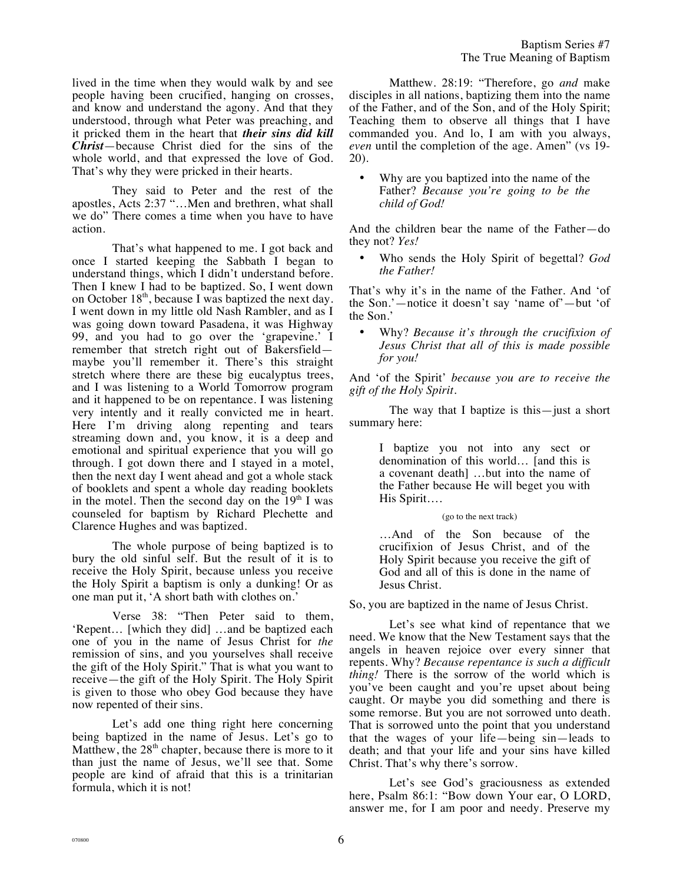lived in the time when they would walk by and see people having been crucified, hanging on crosses, and know and understand the agony. And that they understood, through what Peter was preaching, and it pricked them in the heart that ***their sins did kill Christ***—because Christ died for the sins of the whole world, and that expressed the love of God. That's why they were pricked in their hearts.

They said to Peter and the rest of the apostles, Acts 2:37 "…Men and brethren, what shall we do" There comes a time when you have to have action.

That's what happened to me. I got back and once I started keeping the Sabbath I began to understand things, which I didn't understand before. Then I knew I had to be baptized. So, I went down on October 18th, because I was baptized the next day. I went down in my little old Nash Rambler, and as I was going down toward Pasadena, it was Highway 99, and you had to go over the 'grapevine.' I remember that stretch right out of Bakersfield—maybe you'll remember it. There's this straight stretch where there are these big eucalyptus trees, and I was listening to a World Tomorrow program and it happened to be on repentance. I was listening very intently and it really convicted me in heart. Here I'm driving along repenting and tears streaming down and, you know, it is a deep and emotional and spiritual experience that you will go through. I got down there and I stayed in a motel, then the next day I went ahead and got a whole stack of booklets and spent a whole day reading booklets in the motel. Then the second day on the 19th I was counseled for baptism by Richard Plechette and Clarence Hughes and was baptized.

The whole purpose of being baptized is to bury the old sinful self. But the result of it is to receive the Holy Spirit, because unless you receive the Holy Spirit a baptism is only a dunking! Or as one man put it, 'A short bath with clothes on.'

Verse 38: "Then Peter said to them, 'Repent… [which they did] …and be baptized each one of you in the name of Jesus Christ for *the* remission of sins, and you yourselves shall receive the gift of the Holy Spirit." That is what you want to receive—the gift of the Holy Spirit. The Holy Spirit is given to those who obey God because they have now repented of their sins.

Let's add one thing right here concerning being baptized in the name of Jesus. Let's go to Matthew, the 28th chapter, because there is more to it than just the name of Jesus, we'll see that. Some people are kind of afraid that this is a trinitarian formula, which it is not!

Matthew. 28:19: "Therefore, go *and* make disciples in all nations, baptizing them into the name of the Father, and of the Son, and of the Holy Spirit; Teaching them to observe all things that I have commanded you. And lo, I am with you always, *even* until the completion of the age. Amen" (vs 19-20).

- Why are you baptized into the name of the Father? *Because you're going to be the child of God!*

And the children bear the name of the Father—do they not? *Yes!*

- Who sends the Holy Spirit of begettal? *God the Father!*

That's why it's in the name of the Father. And 'of the Son.'—notice it doesn't say 'name of'—but 'of the Son.'

- Why? *Because it's through the crucifixion of Jesus Christ that all of this is made possible for you!*

And 'of the Spirit' *because you are to receive the gift of the Holy Spirit.*

The way that I baptize is this—just a short summary here:

> I baptize you not into any sect or denomination of this world… [and this is a covenant death] …but into the name of the Father because He will beget you with His Spirit….
>
> (go to the next track)
>
> …And of the Son because of the crucifixion of Jesus Christ, and of the Holy Spirit because you receive the gift of God and all of this is done in the name of Jesus Christ.

So, you are baptized in the name of Jesus Christ.

Let's see what kind of repentance that we need. We know that the New Testament says that the angels in heaven rejoice over every sinner that repents. Why? *Because repentance is such a difficult thing!* There is the sorrow of the world which is you've been caught and you're upset about being caught. Or maybe you did something and there is some remorse. But you are not sorrowed unto death. That is sorrowed unto the point that you understand that the wages of your life—being sin—leads to death; and that your life and your sins have killed Christ. That's why there's sorrow.

Let's see God's graciousness as extended here, Psalm 86:1: "Bow down Your ear, O LORD, answer me, for I am poor and needy. Preserve my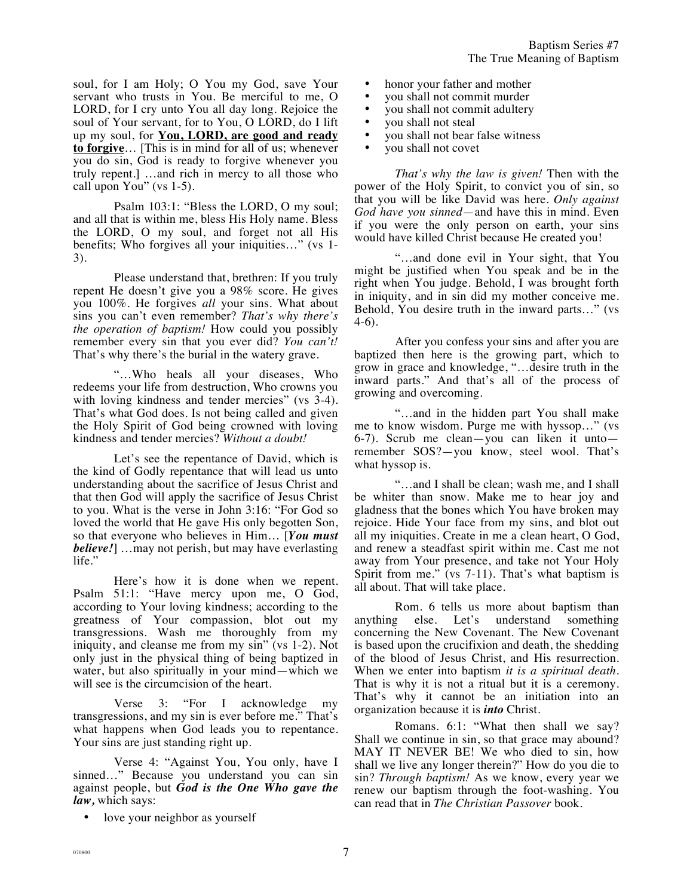soul, for I am Holy; O You my God, save Your servant who trusts in You. Be merciful to me, O LORD, for I cry unto You all day long. Rejoice the soul of Your servant, for to You, O LORD, do I lift up my soul, for **You, LORD, are good and ready to forgive**… [This is in mind for all of us; whenever you do sin, God is ready to forgive whenever you truly repent.] …and rich in mercy to all those who call upon You" (vs 1-5).

Psalm 103:1: "Bless the LORD, O my soul; and all that is within me, bless His Holy name. Bless the LORD, O my soul, and forget not all His benefits; Who forgives all your iniquities…" (vs 1-3).

Please understand that, brethren: If you truly repent He doesn't give you a 98% score. He gives you 100%. He forgives *all* your sins. What about sins you can't even remember? *That's why there's the operation of baptism!* How could you possibly remember every sin that you ever did? *You can't!* That's why there's the burial in the watery grave.

"…Who heals all your diseases, Who redeems your life from destruction, Who crowns you with loving kindness and tender mercies" (vs 3-4). That's what God does. Is not being called and given the Holy Spirit of God being crowned with loving kindness and tender mercies? *Without a doubt!*

Let's see the repentance of David, which is the kind of Godly repentance that will lead us unto understanding about the sacrifice of Jesus Christ and that then God will apply the sacrifice of Jesus Christ to you. What is the verse in John 3:16: "For God so loved the world that He gave His only begotten Son, so that everyone who believes in Him… [***You must believe!***] …may not perish, but may have everlasting life."

Here's how it is done when we repent. Psalm 51:1: "Have mercy upon me, O God, according to Your loving kindness; according to the greatness of Your compassion, blot out my transgressions. Wash me thoroughly from my iniquity, and cleanse me from my sin" (vs 1-2). Not only just in the physical thing of being baptized in water, but also spiritually in your mind—which we will see is the circumcision of the heart.

Verse 3: "For I acknowledge my transgressions, and my sin is ever before me." That's what happens when God leads you to repentance. Your sins are just standing right up.

Verse 4: "Against You, You only, have I sinned…" Because you understand you can sin against people, but ***God is the One Who gave the law,*** which says:

- love your neighbor as yourself
- honor your father and mother
- you shall not commit murder
- you shall not commit adultery
- you shall not steal
- you shall not bear false witness
- you shall not covet

*That's why the law is given!* Then with the power of the Holy Spirit, to convict you of sin, so that you will be like David was here. *Only against God have you sinned*—and have this in mind. Even if you were the only person on earth, your sins would have killed Christ because He created you!

"…and done evil in Your sight, that You might be justified when You speak and be in the right when You judge. Behold, I was brought forth in iniquity, and in sin did my mother conceive me. Behold, You desire truth in the inward parts…" (vs 4-6).

After you confess your sins and after you are baptized then here is the growing part, which to grow in grace and knowledge, "…desire truth in the inward parts." And that's all of the process of growing and overcoming.

"…and in the hidden part You shall make me to know wisdom. Purge me with hyssop…" (vs 6-7). Scrub me clean—you can liken it unto—remember SOS?—you know, steel wool. That's what hyssop is.

"…and I shall be clean; wash me, and I shall be whiter than snow. Make me to hear joy and gladness that the bones which You have broken may rejoice. Hide Your face from my sins, and blot out all my iniquities. Create in me a clean heart, O God, and renew a steadfast spirit within me. Cast me not away from Your presence, and take not Your Holy Spirit from me." (vs 7-11). That's what baptism is all about. That will take place.

Rom. 6 tells us more about baptism than anything else. Let's understand something concerning the New Covenant. The New Covenant is based upon the crucifixion and death, the shedding of the blood of Jesus Christ, and His resurrection. When we enter into baptism *it is a spiritual death*. That is why it is not a ritual but it is a ceremony. That's why it cannot be an initiation into an organization because it is ***into*** Christ.

Romans. 6:1: "What then shall we say? Shall we continue in sin, so that grace may abound? MAY IT NEVER BE! We who died to sin, how shall we live any longer therein?" How do you die to sin? *Through baptism!* As we know, every year we renew our baptism through the foot-washing. You can read that in *The Christian Passover* book.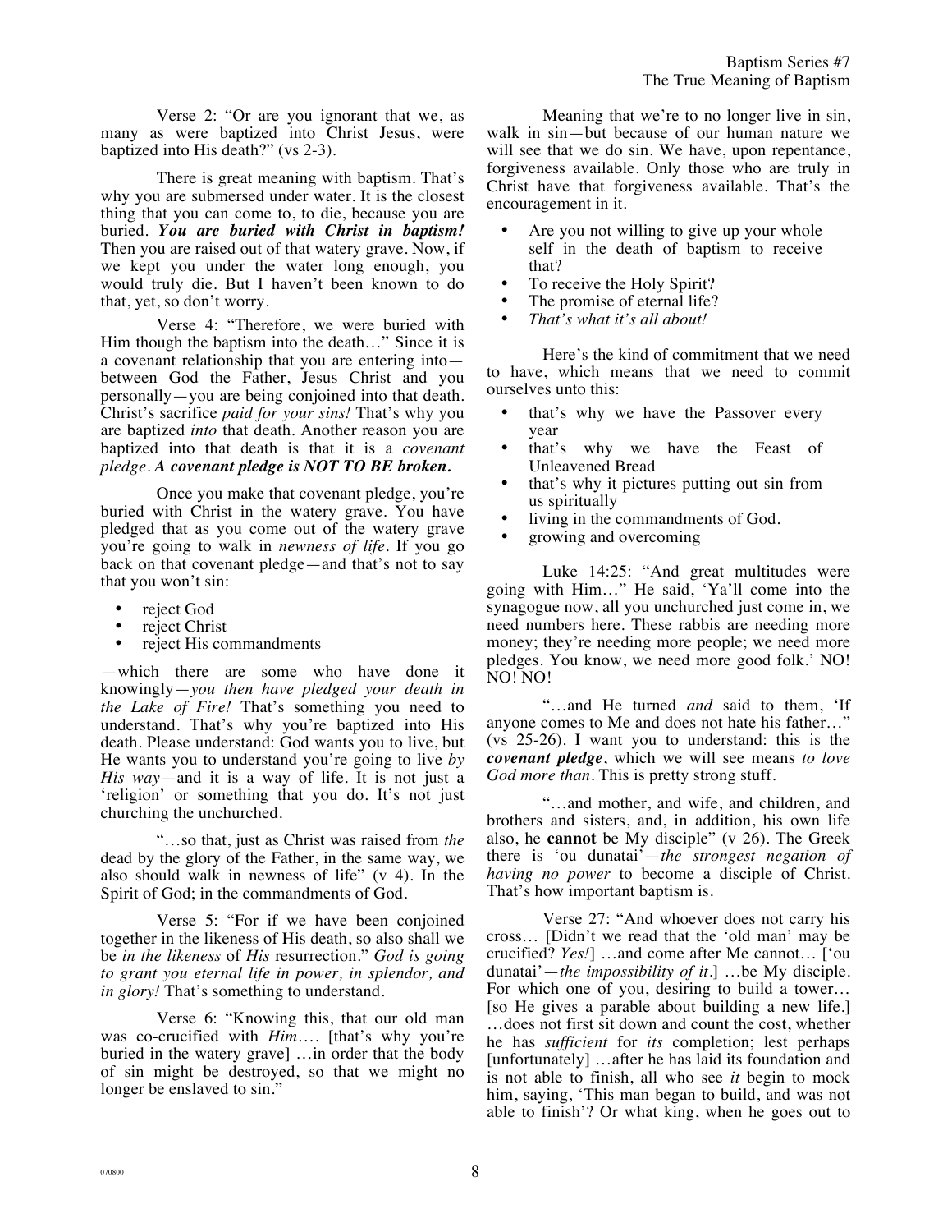Verse 2: "Or are you ignorant that we, as many as were baptized into Christ Jesus, were baptized into His death?" (vs 2-3).

There is great meaning with baptism. That's why you are submersed under water. It is the closest thing that you can come to, to die, because you are buried. ***You are buried with Christ in baptism!*** Then you are raised out of that watery grave. Now, if we kept you under the water long enough, you would truly die. But I haven't been known to do that, yet, so don't worry.

Verse 4: "Therefore, we were buried with Him though the baptism into the death…" Since it is a covenant relationship that you are entering into—between God the Father, Jesus Christ and you personally—you are being conjoined into that death. Christ's sacrifice *paid for your sins!* That's why you are baptized *into* that death. Another reason you are baptized into that death is that it is a *covenant pledge*. ***A covenant pledge is NOT TO BE broken.***

Once you make that covenant pledge, you're buried with Christ in the watery grave. You have pledged that as you come out of the watery grave you're going to walk in *newness of life*. If you go back on that covenant pledge—and that's not to say that you won't sin:

- reject God
- reject Christ
- reject His commandments

—which there are some who have done it knowingly—*you then have pledged your death in the Lake of Fire!* That's something you need to understand. That's why you're baptized into His death. Please understand: God wants you to live, but He wants you to understand you're going to live *by His way*—and it is a way of life. It is not just a 'religion' or something that you do. It's not just churching the unchurched.

"…so that, just as Christ was raised from *the* dead by the glory of the Father, in the same way, we also should walk in newness of life" (v 4). In the Spirit of God; in the commandments of God.

Verse 5: "For if we have been conjoined together in the likeness of His death, so also shall we be *in the likeness* of *His* resurrection." *God is going to grant you eternal life in power, in splendor, and in glory!* That's something to understand.

Verse 6: "Knowing this, that our old man was co-crucified with *Him*…. [that's why you're buried in the watery grave] …in order that the body of sin might be destroyed, so that we might no longer be enslaved to sin."

Meaning that we're to no longer live in sin, walk in sin—but because of our human nature we will see that we do sin. We have, upon repentance, forgiveness available. Only those who are truly in Christ have that forgiveness available. That's the encouragement in it.

- Are you not willing to give up your whole self in the death of baptism to receive that?
- To receive the Holy Spirit?
- The promise of eternal life?
- *That's what it's all about!*

Here's the kind of commitment that we need to have, which means that we need to commit ourselves unto this:

- that's why we have the Passover every year
- that's why we have the Feast of Unleavened Bread
- that's why it pictures putting out sin from us spiritually
- living in the commandments of God.
- growing and overcoming

Luke 14:25: "And great multitudes were going with Him…" He said, 'Ya'll come into the synagogue now, all you unchurched just come in, we need numbers here. These rabbis are needing more money; they're needing more people; we need more pledges. You know, we need more good folk.' NO! NO! NO!

"…and He turned *and* said to them, 'If anyone comes to Me and does not hate his father…" (vs 25-26). I want you to understand: this is the ***covenant pledge***, which we will see means *to love God more than*. This is pretty strong stuff.

"…and mother, and wife, and children, and brothers and sisters, and, in addition, his own life also, he **cannot** be My disciple" (v 26). The Greek there is 'ou dunatai'—*the strongest negation of having no power* to become a disciple of Christ. That's how important baptism is.

Verse 27: "And whoever does not carry his cross… [Didn't we read that the 'old man' may be crucified? *Yes!*] …and come after Me cannot… ['ou dunatai'—*the impossibility of it*.] …be My disciple. For which one of you, desiring to build a tower… [so He gives a parable about building a new life.] …does not first sit down and count the cost, whether he has *sufficient* for *its* completion; lest perhaps [unfortunately] …after he has laid its foundation and is not able to finish, all who see *it* begin to mock him, saying, 'This man began to build, and was not able to finish'? Or what king, when he goes out to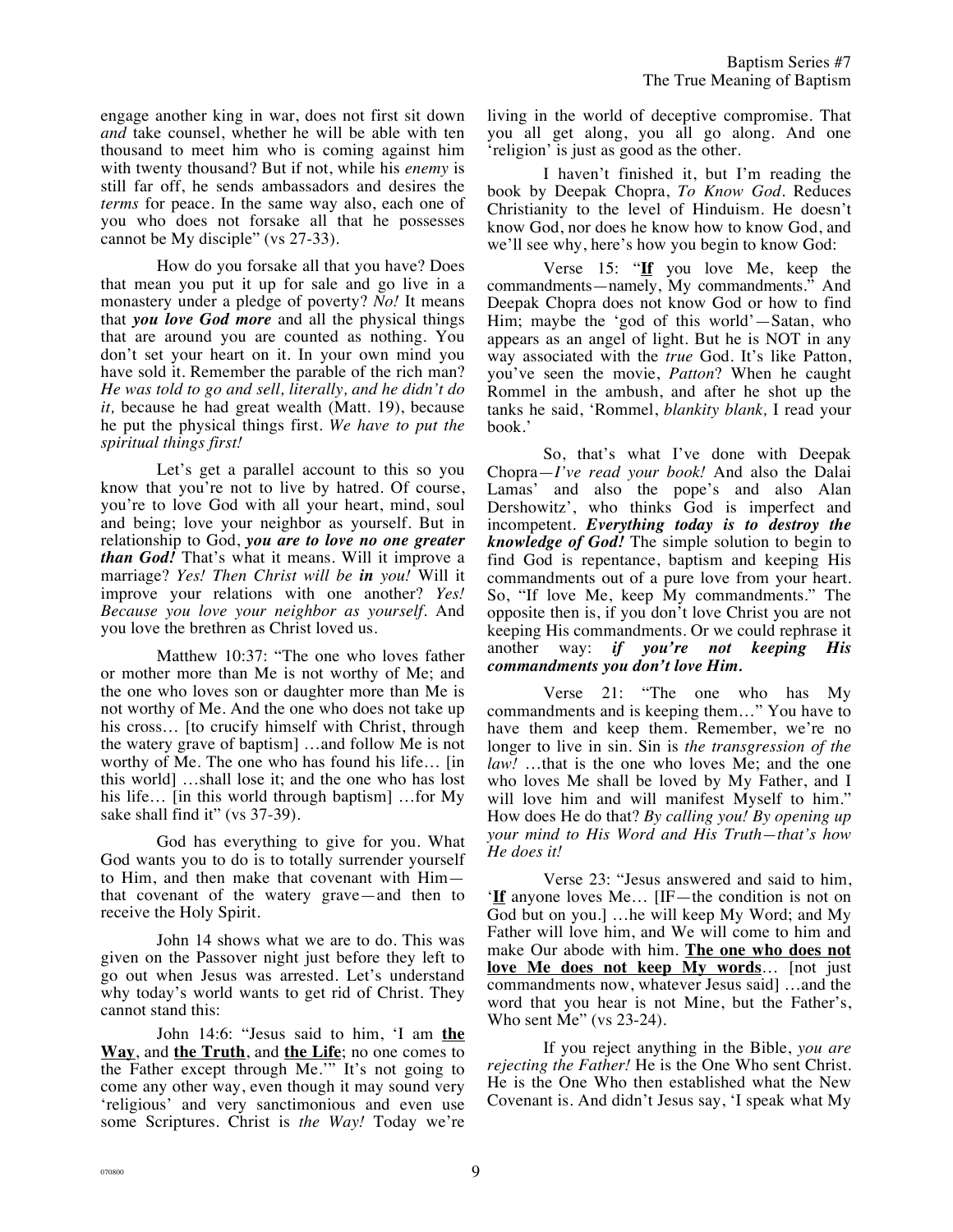engage another king in war, does not first sit down *and* take counsel, whether he will be able with ten thousand to meet him who is coming against him with twenty thousand? But if not, while his *enemy* is still far off, he sends ambassadors and desires the *terms* for peace. In the same way also, each one of you who does not forsake all that he possesses cannot be My disciple" (vs 27-33).

How do you forsake all that you have? Does that mean you put it up for sale and go live in a monastery under a pledge of poverty? *No!* It means that ***you love God more*** and all the physical things that are around you are counted as nothing. You don't set your heart on it. In your own mind you have sold it. Remember the parable of the rich man? *He was told to go and sell, literally, and he didn't do it,* because he had great wealth (Matt. 19), because he put the physical things first. *We have to put the spiritual things first!*

Let's get a parallel account to this so you know that you're not to live by hatred. Of course, you're to love God with all your heart, mind, soul and being; love your neighbor as yourself. But in relationship to God, ***you are to love no one greater than God!*** That's what it means. Will it improve a marriage? *Yes! Then Christ will be **in** you!* Will it improve your relations with one another? *Yes! Because you love your neighbor as yourself.* And you love the brethren as Christ loved us.

Matthew 10:37: "The one who loves father or mother more than Me is not worthy of Me; and the one who loves son or daughter more than Me is not worthy of Me. And the one who does not take up his cross… [to crucify himself with Christ, through the watery grave of baptism] …and follow Me is not worthy of Me. The one who has found his life… [in this world] …shall lose it; and the one who has lost his life… [in this world through baptism] …for My sake shall find it" (vs 37-39).

God has everything to give for you. What God wants you to do is to totally surrender yourself to Him, and then make that covenant with Him—that covenant of the watery grave—and then to receive the Holy Spirit.

John 14 shows what we are to do. This was given on the Passover night just before they left to go out when Jesus was arrested. Let's understand why today's world wants to get rid of Christ. They cannot stand this:

John 14:6: "Jesus said to him, 'I am **<u>the Way</u>**, and **<u>the Truth</u>**, and **<u>the Life</u>**; no one comes to the Father except through Me.'" It's not going to come any other way, even though it may sound very 'religious' and very sanctimonious and even use some Scriptures. Christ is *the Way!* Today we're living in the world of deceptive compromise. That you all get along, you all go along. And one 'religion' is just as good as the other.

I haven't finished it, but I'm reading the book by Deepak Chopra, *To Know God*. Reduces Christianity to the level of Hinduism. He doesn't know God, nor does he know how to know God, and we'll see why, here's how you begin to know God:

Verse 15: "**<u>If</u>** you love Me, keep the commandments—namely, My commandments." And Deepak Chopra does not know God or how to find Him; maybe the 'god of this world'—Satan, who appears as an angel of light. But he is NOT in any way associated with the *true* God. It's like Patton, you've seen the movie, *Patton*? When he caught Rommel in the ambush, and after he shot up the tanks he said, 'Rommel, *blankity blank,* I read your book.'

So, that's what I've done with Deepak Chopra—*I've read your book!* And also the Dalai Lamas' and also the pope's and also Alan Dershowitz', who thinks God is imperfect and incompetent. ***Everything today is to destroy the knowledge of God!*** The simple solution to begin to find God is repentance, baptism and keeping His commandments out of a pure love from your heart. So, "If love Me, keep My commandments." The opposite then is, if you don't love Christ you are not keeping His commandments. Or we could rephrase it another way: ***if you're not keeping His commandments you don't love Him.***

Verse 21: "The one who has My commandments and is keeping them…" You have to have them and keep them. Remember, we're no longer to live in sin. Sin is *the transgression of the law!* …that is the one who loves Me; and the one who loves Me shall be loved by My Father, and I will love him and will manifest Myself to him." How does He do that? *By calling you! By opening up your mind to His Word and His Truth—that's how He does it!*

Verse 23: "Jesus answered and said to him, '**<u>If</u>** anyone loves Me… [IF—the condition is not on God but on you.] …he will keep My Word; and My Father will love him, and We will come to him and make Our abode with him. **<u>The one who does not love Me does not keep My words</u>**… [not just commandments now, whatever Jesus said] …and the word that you hear is not Mine, but the Father's, Who sent Me" (vs 23-24).

If you reject anything in the Bible, *you are rejecting the Father!* He is the One Who sent Christ. He is the One Who then established what the New Covenant is. And didn't Jesus say, 'I speak what My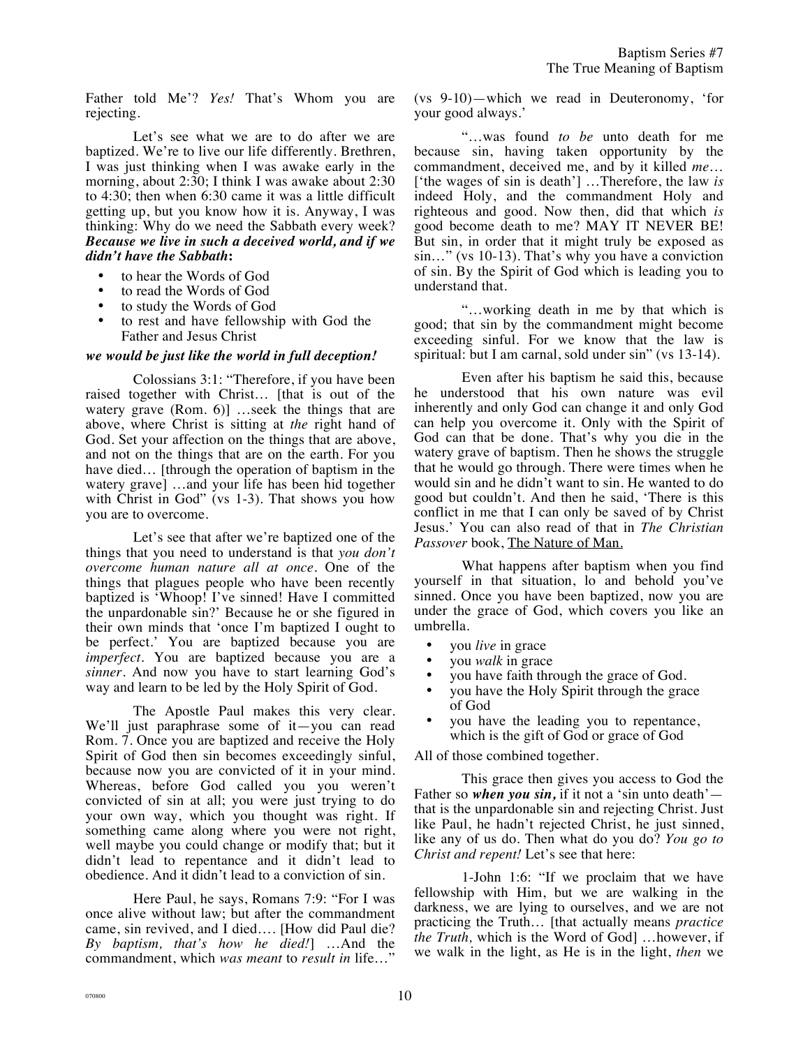Father told Me'? *Yes!* That's Whom you are rejecting.

Let's see what we are to do after we are baptized. We're to live our life differently. Brethren, I was just thinking when I was awake early in the morning, about 2:30; I think I was awake about 2:30 to 4:30; then when 6:30 came it was a little difficult getting up, but you know how it is. Anyway, I was thinking: Why do we need the Sabbath every week? ***Because we live in such a deceived world, and if we didn't have the Sabbath*****:**

- to hear the Words of God
- to read the Words of God
- to study the Words of God
- to rest and have fellowship with God the Father and Jesus Christ

***we would be just like the world in full deception!***

Colossians 3:1: "Therefore, if you have been raised together with Christ… [that is out of the watery grave (Rom. 6)] …seek the things that are above, where Christ is sitting at *the* right hand of God. Set your affection on the things that are above, and not on the things that are on the earth. For you have died… [through the operation of baptism in the watery grave] …and your life has been hid together with Christ in God" (vs 1-3). That shows you how you are to overcome.

Let's see that after we're baptized one of the things that you need to understand is that *you don't overcome human nature all at once*. One of the things that plagues people who have been recently baptized is 'Whoop! I've sinned! Have I committed the unpardonable sin?' Because he or she figured in their own minds that 'once I'm baptized I ought to be perfect.' You are baptized because you are *imperfect*. You are baptized because you are a *sinner*. And now you have to start learning God's way and learn to be led by the Holy Spirit of God.

The Apostle Paul makes this very clear. We'll just paraphrase some of it—you can read Rom. 7. Once you are baptized and receive the Holy Spirit of God then sin becomes exceedingly sinful, because now you are convicted of it in your mind. Whereas, before God called you you weren't convicted of sin at all; you were just trying to do your own way, which you thought was right. If something came along where you were not right, well maybe you could change or modify that; but it didn't lead to repentance and it didn't lead to obedience. And it didn't lead to a conviction of sin.

Here Paul, he says, Romans 7:9: "For I was once alive without law; but after the commandment came, sin revived, and I died…. [How did Paul die? *By baptism, that's how he died!*] …And the commandment, which *was meant* to *result in* life…" (vs 9-10)—which we read in Deuteronomy, 'for your good always.'

"…was found *to be* unto death for me because sin, having taken opportunity by the commandment, deceived me, and by it killed *me*… ['the wages of sin is death'] …Therefore, the law *is* indeed Holy, and the commandment Holy and righteous and good. Now then, did that which *is* good become death to me? MAY IT NEVER BE! But sin, in order that it might truly be exposed as sin…" (vs 10-13). That's why you have a conviction of sin. By the Spirit of God which is leading you to understand that.

"…working death in me by that which is good; that sin by the commandment might become exceeding sinful. For we know that the law is spiritual: but I am carnal, sold under sin" (vs 13-14).

Even after his baptism he said this, because he understood that his own nature was evil inherently and only God can change it and only God can help you overcome it. Only with the Spirit of God can that be done. That's why you die in the watery grave of baptism. Then he shows the struggle that he would go through. There were times when he would sin and he didn't want to sin. He wanted to do good but couldn't. And then he said, 'There is this conflict in me that I can only be saved of by Christ Jesus.' You can also read of that in *The Christian Passover* book, The Nature of Man.

What happens after baptism when you find yourself in that situation, lo and behold you've sinned. Once you have been baptized, now you are under the grace of God, which covers you like an umbrella.

- you *live* in grace
- you *walk* in grace
- you have faith through the grace of God.
- you have the Holy Spirit through the grace of God
- you have the leading you to repentance, which is the gift of God or grace of God

All of those combined together.

This grace then gives you access to God the Father so ***when you sin,*** if it not a 'sin unto death'—that is the unpardonable sin and rejecting Christ. Just like Paul, he hadn't rejected Christ, he just sinned, like any of us do. Then what do you do? *You go to Christ and repent!* Let's see that here:

1-John 1:6: "If we proclaim that we have fellowship with Him, but we are walking in the darkness, we are lying to ourselves, and we are not practicing the Truth… [that actually means *practice the Truth,* which is the Word of God] …however, if we walk in the light, as He is in the light, *then* we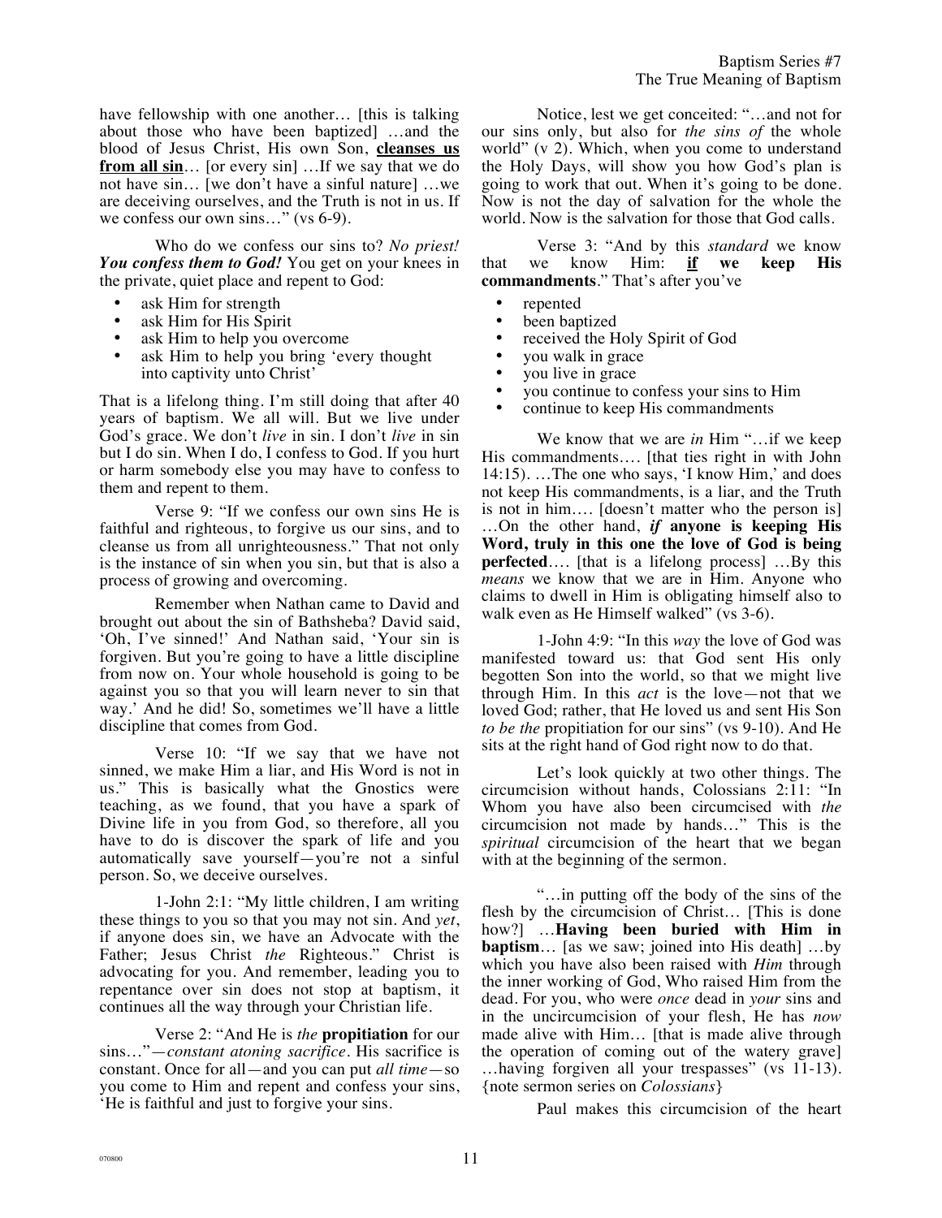have fellowship with one another… [this is talking about those who have been baptized] …and the blood of Jesus Christ, His own Son, **cleanses us from all sin**… [or every sin] …If we say that we do not have sin… [we don't have a sinful nature] …we are deceiving ourselves, and the Truth is not in us. If we confess our own sins…" (vs 6-9).

Who do we confess our sins to? *No priest! **You confess them to God!*** You get on your knees in the private, quiet place and repent to God:

- ask Him for strength
- ask Him for His Spirit
- ask Him to help you overcome
- ask Him to help you bring 'every thought into captivity unto Christ'

That is a lifelong thing. I'm still doing that after 40 years of baptism. We all will. But we live under God's grace. We don't *live* in sin. I don't *live* in sin but I do sin. When I do, I confess to God. If you hurt or harm somebody else you may have to confess to them and repent to them.

Verse 9: "If we confess our own sins He is faithful and righteous, to forgive us our sins, and to cleanse us from all unrighteousness." That not only is the instance of sin when you sin, but that is also a process of growing and overcoming.

Remember when Nathan came to David and brought out about the sin of Bathsheba? David said, 'Oh, I've sinned!' And Nathan said, 'Your sin is forgiven. But you're going to have a little discipline from now on. Your whole household is going to be against you so that you will learn never to sin that way.' And he did! So, sometimes we'll have a little discipline that comes from God.

Verse 10: "If we say that we have not sinned, we make Him a liar, and His Word is not in us." This is basically what the Gnostics were teaching, as we found, that you have a spark of Divine life in you from God, so therefore, all you have to do is discover the spark of life and you automatically save yourself—you're not a sinful person. So, we deceive ourselves.

1-John 2:1: "My little children, I am writing these things to you so that you may not sin. And *yet*, if anyone does sin, we have an Advocate with the Father; Jesus Christ *the* Righteous." Christ is advocating for you. And remember, leading you to repentance over sin does not stop at baptism, it continues all the way through your Christian life.

Verse 2: "And He is *the* **propitiation** for our sins…"—*constant atoning sacrifice*. His sacrifice is constant. Once for all—and you can put *all time*—so you come to Him and repent and confess your sins, 'He is faithful and just to forgive your sins.

Notice, lest we get conceited: "…and not for our sins only, but also for *the sins of* the whole world" (v 2). Which, when you come to understand the Holy Days, will show you how God's plan is going to work that out. When it's going to be done. Now is not the day of salvation for the whole the world. Now is the salvation for those that God calls.

Verse 3: "And by this *standard* we know that we know Him: **if we keep His commandments**." That's after you've

- repented
- been baptized
- received the Holy Spirit of God
- you walk in grace
- you live in grace
- you continue to confess your sins to Him
- continue to keep His commandments

We know that we are *in* Him "…if we keep His commandments…. [that ties right in with John 14:15). …The one who says, 'I know Him,' and does not keep His commandments, is a liar, and the Truth is not in him…. [doesn't matter who the person is] …On the other hand, ***if*** **anyone is keeping His Word, truly in this one the love of God is being perfected**…. [that is a lifelong process] …By this *means* we know that we are in Him. Anyone who claims to dwell in Him is obligating himself also to walk even as He Himself walked" (vs 3-6).

1-John 4:9: "In this *way* the love of God was manifested toward us: that God sent His only begotten Son into the world, so that we might live through Him. In this *act* is the love—not that we loved God; rather, that He loved us and sent His Son *to be the* propitiation for our sins" (vs 9-10). And He sits at the right hand of God right now to do that.

Let's look quickly at two other things. The circumcision without hands, Colossians 2:11: "In Whom you have also been circumcised with *the* circumcision not made by hands…" This is the *spiritual* circumcision of the heart that we began with at the beginning of the sermon.

"…in putting off the body of the sins of the flesh by the circumcision of Christ… [This is done how?] …**Having been buried with Him in baptism**… [as we saw; joined into His death] …by which you have also been raised with *Him* through the inner working of God, Who raised Him from the dead. For you, who were *once* dead in *your* sins and in the uncircumcision of your flesh, He has *now* made alive with Him… [that is made alive through the operation of coming out of the watery grave] …having forgiven all your trespasses" (vs 11-13). {note sermon series on *Colossians*}

Paul makes this circumcision of the heart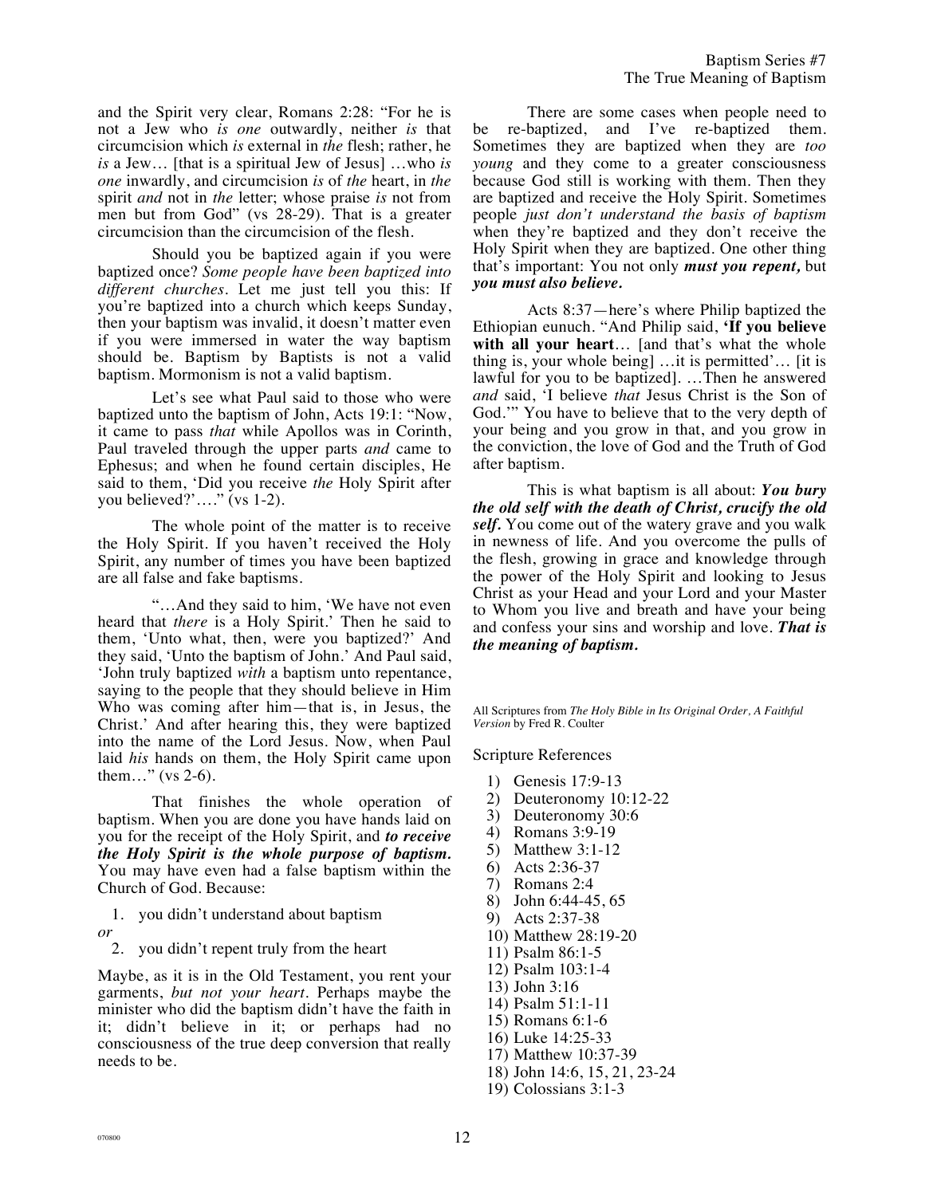and the Spirit very clear, Romans 2:28: "For he is not a Jew who *is one* outwardly, neither *is* that circumcision which *is* external in *the* flesh; rather, he *is* a Jew… [that is a spiritual Jew of Jesus] …who *is one* inwardly, and circumcision *is* of *the* heart, in *the* spirit *and* not in *the* letter; whose praise *is* not from men but from God" (vs 28-29). That is a greater circumcision than the circumcision of the flesh.

Should you be baptized again if you were baptized once? *Some people have been baptized into different churches.* Let me just tell you this: If you're baptized into a church which keeps Sunday, then your baptism was invalid, it doesn't matter even if you were immersed in water the way baptism should be. Baptism by Baptists is not a valid baptism. Mormonism is not a valid baptism.

Let's see what Paul said to those who were baptized unto the baptism of John, Acts 19:1: "Now, it came to pass *that* while Apollos was in Corinth, Paul traveled through the upper parts *and* came to Ephesus; and when he found certain disciples, He said to them, 'Did you receive *the* Holy Spirit after you believed?'…." (vs 1-2).

The whole point of the matter is to receive the Holy Spirit. If you haven't received the Holy Spirit, any number of times you have been baptized are all false and fake baptisms.

"…And they said to him, 'We have not even heard that *there* is a Holy Spirit.' Then he said to them, 'Unto what, then, were you baptized?' And they said, 'Unto the baptism of John.' And Paul said, 'John truly baptized *with* a baptism unto repentance, saying to the people that they should believe in Him Who was coming after him—that is, in Jesus, the Christ.' And after hearing this, they were baptized into the name of the Lord Jesus. Now, when Paul laid *his* hands on them, the Holy Spirit came upon them…" (vs 2-6).

That finishes the whole operation of baptism. When you are done you have hands laid on you for the receipt of the Holy Spirit, and ***to receive the Holy Spirit is the whole purpose of baptism.*** You may have even had a false baptism within the Church of God. Because:

1. you didn't understand about baptism

*or*

2. you didn't repent truly from the heart

Maybe, as it is in the Old Testament, you rent your garments, *but not your heart*. Perhaps maybe the minister who did the baptism didn't have the faith in it; didn't believe in it; or perhaps had no consciousness of the true deep conversion that really needs to be.

There are some cases when people need to be re-baptized, and I've re-baptized them. Sometimes they are baptized when they are *too young* and they come to a greater consciousness because God still is working with them. Then they are baptized and receive the Holy Spirit. Sometimes people *just don't understand the basis of baptism* when they're baptized and they don't receive the Holy Spirit when they are baptized. One other thing that's important: You not only ***must you repent,*** but ***you must also believe.***

Acts 8:37—here's where Philip baptized the Ethiopian eunuch. "And Philip said, **'If you believe with all your heart**… [and that's what the whole thing is, your whole being] …it is permitted'… [it is lawful for you to be baptized]. …Then he answered *and* said, 'I believe *that* Jesus Christ is the Son of God.'" You have to believe that to the very depth of your being and you grow in that, and you grow in the conviction, the love of God and the Truth of God after baptism.

This is what baptism is all about: ***You bury the old self with the death of Christ, crucify the old self.*** You come out of the watery grave and you walk in newness of life. And you overcome the pulls of the flesh, growing in grace and knowledge through the power of the Holy Spirit and looking to Jesus Christ as your Head and your Lord and your Master to Whom you live and breath and have your being and confess your sins and worship and love. ***That is the meaning of baptism.***

All Scriptures from *The Holy Bible in Its Original Order, A Faithful Version* by Fred R. Coulter

Scripture References

1) Genesis 17:9-13
2) Deuteronomy 10:12-22
3) Deuteronomy 30:6
4) Romans 3:9-19
5) Matthew 3:1-12
6) Acts 2:36-37
7) Romans 2:4
8) John 6:44-45, 65
9) Acts 2:37-38
10) Matthew 28:19-20
11) Psalm 86:1-5
12) Psalm 103:1-4
13) John 3:16
14) Psalm 51:1-11
15) Romans 6:1-6
16) Luke 14:25-33
17) Matthew 10:37-39
18) John 14:6, 15, 21, 23-24
19) Colossians 3:1-3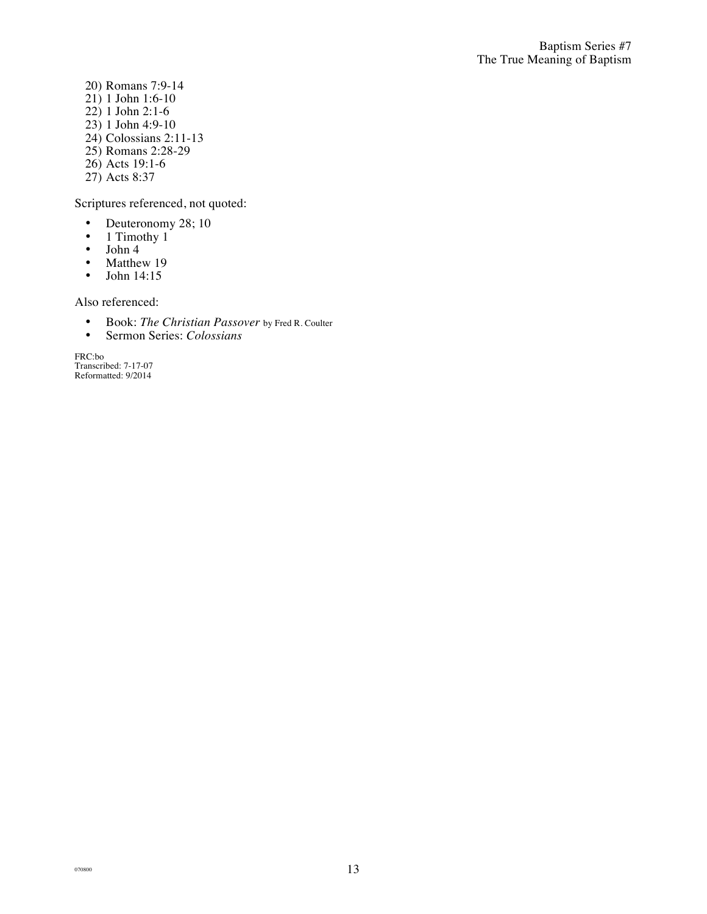20) Romans 7:9-14
21) 1 John 1:6-10
22) 1 John 2:1-6
23) 1 John 4:9-10
24) Colossians 2:11-13
25) Romans 2:28-29
26) Acts 19:1-6
27) Acts 8:37

Scriptures referenced, not quoted:

- Deuteronomy 28; 10
- 1 Timothy 1
- John 4
- Matthew 19
- John 14:15

Also referenced:

- Book: *The Christian Passover* by Fred R. Coulter
- Sermon Series: *Colossians*

FRC:bo
Transcribed: 7-17-07
Reformatted: 9/2014